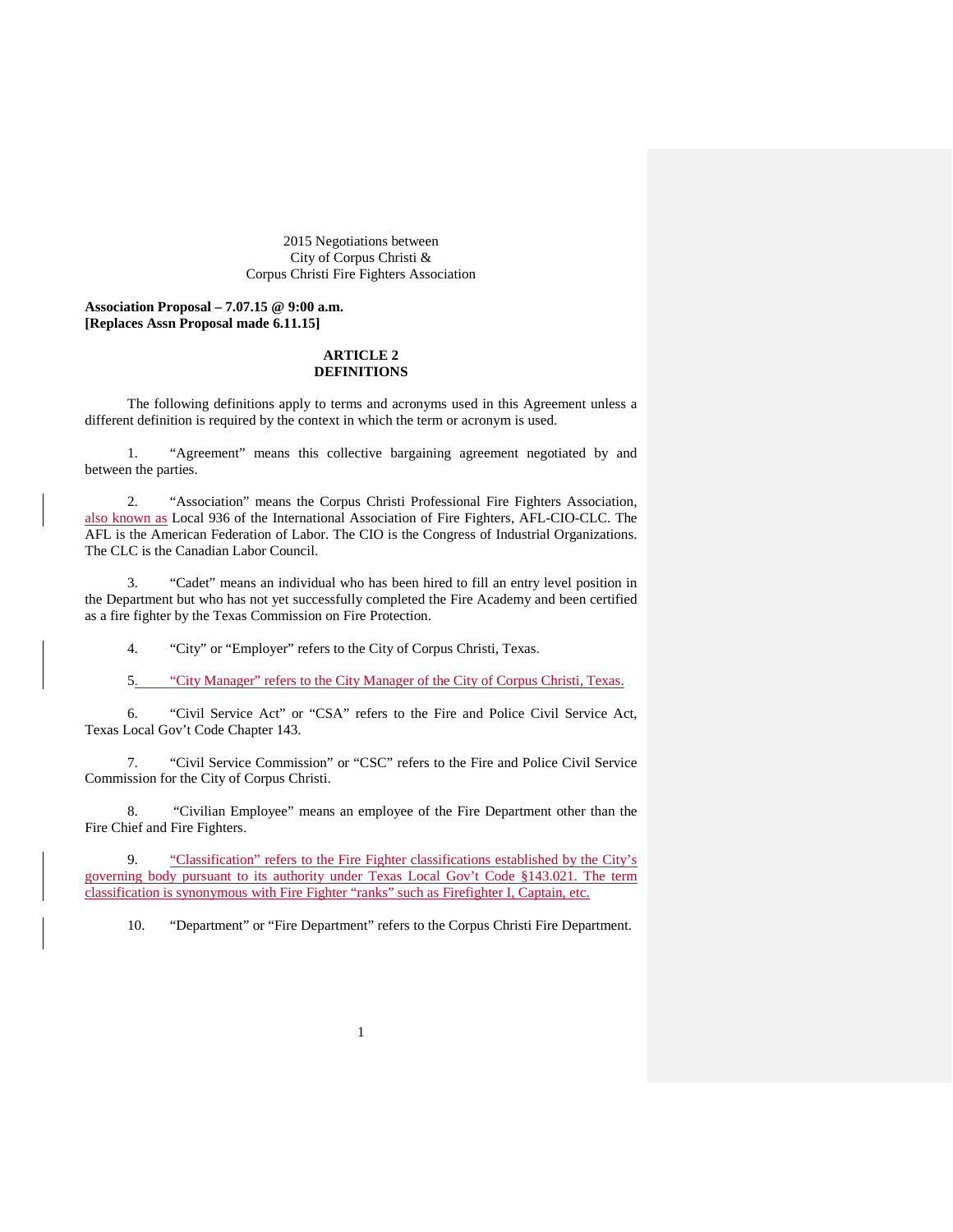2015 Negotiations between
City of Corpus Christi &
Corpus Christi Fire Fighters Association

**Association Proposal – 7.07.15 @ 9:00 a.m.**
**[Replaces Assn Proposal made 6.11.15]**

## ARTICLE 2
## DEFINITIONS

The following definitions apply to terms and acronyms used in this Agreement unless a different definition is required by the context in which the term or acronym is used.

1. "Agreement" means this collective bargaining agreement negotiated by and between the parties.

2. "Association" means the Corpus Christi Professional Fire Fighters Association, also known as Local 936 of the International Association of Fire Fighters, AFL-CIO-CLC. The AFL is the American Federation of Labor. The CIO is the Congress of Industrial Organizations. The CLC is the Canadian Labor Council.

3. "Cadet" means an individual who has been hired to fill an entry level position in the Department but who has not yet successfully completed the Fire Academy and been certified as a fire fighter by the Texas Commission on Fire Protection.

4. "City" or "Employer" refers to the City of Corpus Christi, Texas.

5. "City Manager" refers to the City Manager of the City of Corpus Christi, Texas.

6. "Civil Service Act" or "CSA" refers to the Fire and Police Civil Service Act, Texas Local Gov't Code Chapter 143.

7. "Civil Service Commission" or "CSC" refers to the Fire and Police Civil Service Commission for the City of Corpus Christi.

8. "Civilian Employee" means an employee of the Fire Department other than the Fire Chief and Fire Fighters.

9. "Classification" refers to the Fire Fighter classifications established by the City's governing body pursuant to its authority under Texas Local Gov't Code §143.021. The term classification is synonymous with Fire Fighter "ranks" such as Firefighter I, Captain, etc.

10. "Department" or "Fire Department" refers to the Corpus Christi Fire Department.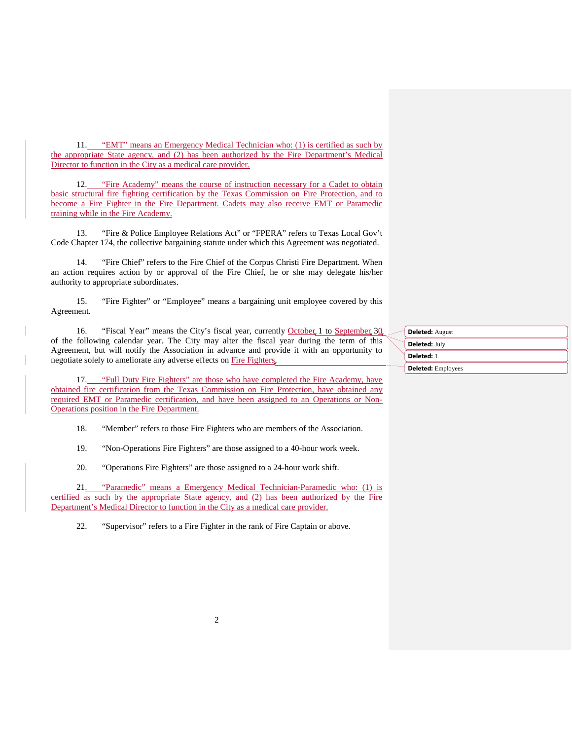11. "EMT" means an Emergency Medical Technician who: (1) is certified as such by the appropriate State agency, and (2) has been authorized by the Fire Department's Medical Director to function in the City as a medical care provider.

12. "Fire Academy" means the course of instruction necessary for a Cadet to obtain basic structural fire fighting certification by the Texas Commission on Fire Protection, and to become a Fire Fighter in the Fire Department. Cadets may also receive EMT or Paramedic training while in the Fire Academy.

13. "Fire & Police Employee Relations Act" or "FPERA" refers to Texas Local Gov't Code Chapter 174, the collective bargaining statute under which this Agreement was negotiated.

14. "Fire Chief" refers to the Fire Chief of the Corpus Christi Fire Department. When an action requires action by or approval of the Fire Chief, he or she may delegate his/her authority to appropriate subordinates.

15. "Fire Fighter" or "Employee" means a bargaining unit employee covered by this Agreement.

16. "Fiscal Year" means the City's fiscal year, currently October 1 to September 30 of the following calendar year. The City may alter the fiscal year during the term of this Agreement, but will notify the Association in advance and provide it with an opportunity to negotiate solely to ameliorate any adverse effects on Fire Fighters.

Deleted: August

Deleted: July

Deleted: 1

Deleted: Employees

17. "Full Duty Fire Fighters" are those who have completed the Fire Academy, have obtained fire certification from the Texas Commission on Fire Protection, have obtained any required EMT or Paramedic certification, and have been assigned to an Operations or Non-Operations position in the Fire Department.

18. "Member" refers to those Fire Fighters who are members of the Association.

19. "Non-Operations Fire Fighters" are those assigned to a 40-hour work week.

20. "Operations Fire Fighters" are those assigned to a 24-hour work shift.

21. "Paramedic" means a Emergency Medical Technician-Paramedic who: (1) is certified as such by the appropriate State agency, and (2) has been authorized by the Fire Department's Medical Director to function in the City as a medical care provider.

22. "Supervisor" refers to a Fire Fighter in the rank of Fire Captain or above.